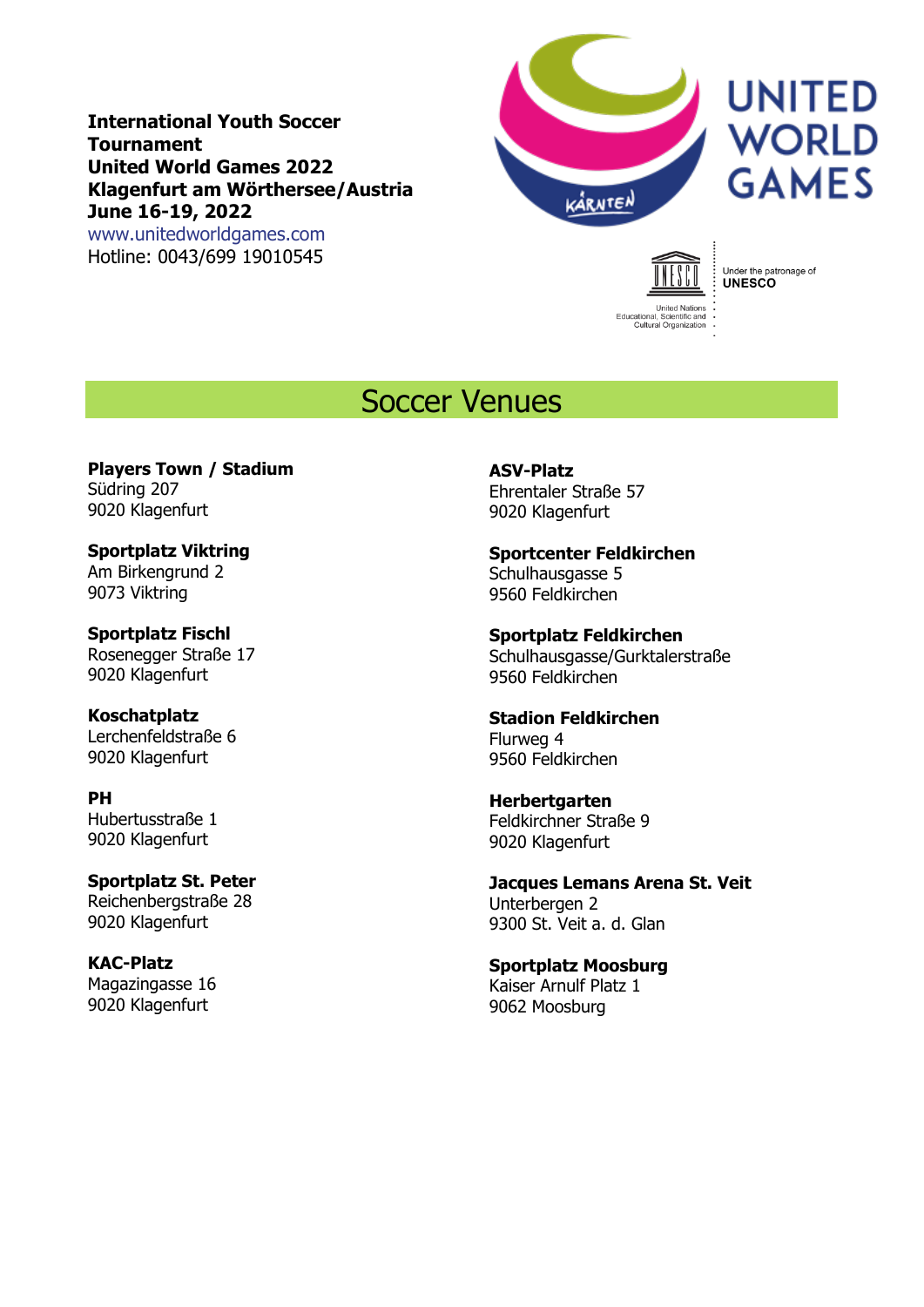**International Youth Soccer Tournament**
**United World Games 2022**
**Klagenfurt am Wörthersee/Austria**
**June 16-19, 2022**
www.unitedworldgames.com
Hotline: 0043/699 19010545

UNITED WORLD GAMES

KÄRNTEN

Under the patronage of **UNESCO**

United Nations Educational, Scientific and Cultural Organization

# Soccer Venues

**Players Town / Stadium**
Südring 207
9020 Klagenfurt

**Sportplatz Viktring**
Am Birkengrund 2
9073 Viktring

**Sportplatz Fischl**
Rosenegger Straße 17
9020 Klagenfurt

**Koschatplatz**
Lerchenfeldstraße 6
9020 Klagenfurt

**PH**
Hubertusstraße 1
9020 Klagenfurt

**Sportplatz St. Peter**
Reichenbergstraße 28
9020 Klagenfurt

**KAC-Platz**
Magazingasse 16
9020 Klagenfurt

**ASV-Platz**
Ehrentaler Straße 57
9020 Klagenfurt

**Sportcenter Feldkirchen**
Schulhausgasse 5
9560 Feldkirchen

**Sportplatz Feldkirchen**
Schulhausgasse/Gurktalerstraße
9560 Feldkirchen

**Stadion Feldkirchen**
Flurweg 4
9560 Feldkirchen

**Herbertgarten**
Feldkirchner Straße 9
9020 Klagenfurt

**Jacques Lemans Arena St. Veit**
Unterbergen 2
9300 St. Veit a. d. Glan

**Sportplatz Moosburg**
Kaiser Arnulf Platz 1
9062 Moosburg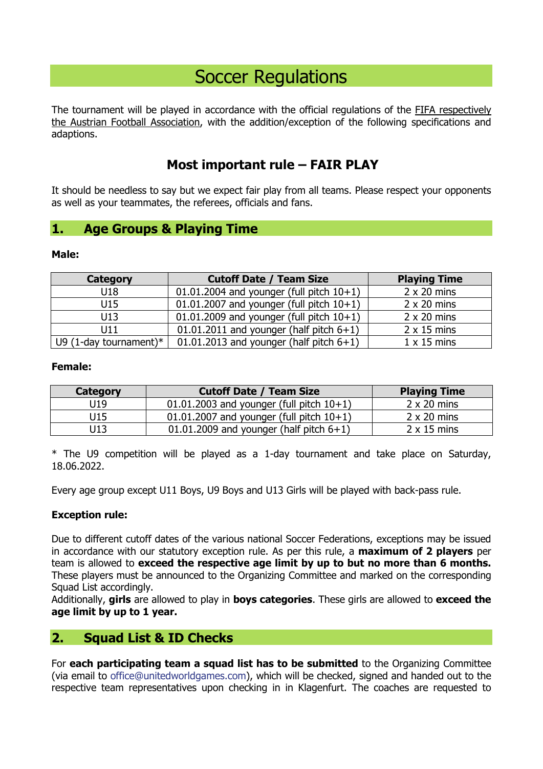# Soccer Regulations

The tournament will be played in accordance with the official regulations of the FIFA respectively the Austrian Football Association, with the addition/exception of the following specifications and adaptions.

## Most important rule – FAIR PLAY

It should be needless to say but we expect fair play from all teams. Please respect your opponents as well as your teammates, the referees, officials and fans.

## 1. Age Groups & Playing Time

**Male:**

| Category | Cutoff Date / Team Size | Playing Time |
|---|---|---|
| U18 | 01.01.2004 and younger (full pitch 10+1) | 2 x 20 mins |
| U15 | 01.01.2007 and younger (full pitch 10+1) | 2 x 20 mins |
| U13 | 01.01.2009 and younger (full pitch 10+1) | 2 x 20 mins |
| U11 | 01.01.2011 and younger (half pitch 6+1) | 2 x 15 mins |
| U9 (1-day tournament)* | 01.01.2013 and younger (half pitch 6+1) | 1 x 15 mins |

**Female:**

| Category | Cutoff Date / Team Size | Playing Time |
|---|---|---|
| U19 | 01.01.2003 and younger (full pitch 10+1) | 2 x 20 mins |
| U15 | 01.01.2007 and younger (full pitch 10+1) | 2 x 20 mins |
| U13 | 01.01.2009 and younger (half pitch 6+1) | 2 x 15 mins |

* The U9 competition will be played as a 1-day tournament and take place on Saturday, 18.06.2022.

Every age group except U11 Boys, U9 Boys and U13 Girls will be played with back-pass rule.

**Exception rule:**

Due to different cutoff dates of the various national Soccer Federations, exceptions may be issued in accordance with our statutory exception rule. As per this rule, a **maximum of 2 players** per team is allowed to **exceed the respective age limit by up to but no more than 6 months.** These players must be announced to the Organizing Committee and marked on the corresponding Squad List accordingly.
Additionally, **girls** are allowed to play in **boys categories**. These girls are allowed to **exceed the age limit by up to 1 year.**

## 2. Squad List & ID Checks

For **each participating team a squad list has to be submitted** to the Organizing Committee (via email to office@unitedworldgames.com), which will be checked, signed and handed out to the respective team representatives upon checking in in Klagenfurt. The coaches are requested to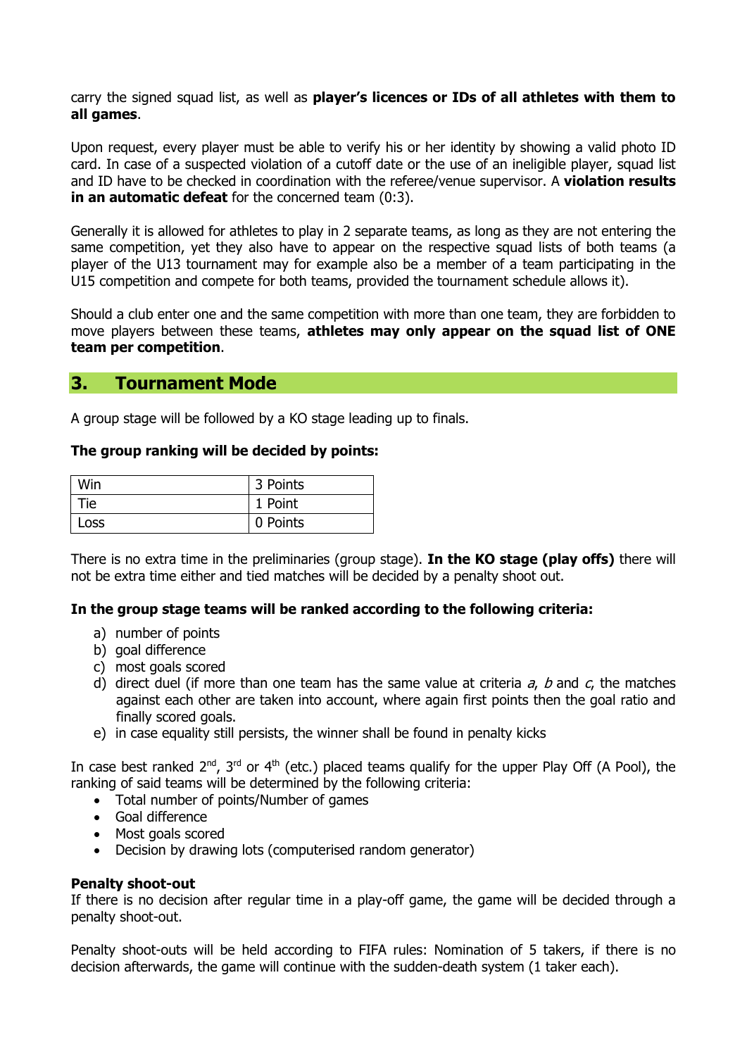carry the signed squad list, as well as **player's licences or IDs of all athletes with them to all games**.

Upon request, every player must be able to verify his or her identity by showing a valid photo ID card. In case of a suspected violation of a cutoff date or the use of an ineligible player, squad list and ID have to be checked in coordination with the referee/venue supervisor. A **violation results in an automatic defeat** for the concerned team (0:3).

Generally it is allowed for athletes to play in 2 separate teams, as long as they are not entering the same competition, yet they also have to appear on the respective squad lists of both teams (a player of the U13 tournament may for example also be a member of a team participating in the U15 competition and compete for both teams, provided the tournament schedule allows it).

Should a club enter one and the same competition with more than one team, they are forbidden to move players between these teams, **athletes may only appear on the squad list of ONE team per competition**.

## 3. Tournament Mode

A group stage will be followed by a KO stage leading up to finals.

**The group ranking will be decided by points:**

| Win | 3 Points |
|---|---|
| Tie | 1 Point |
| Loss | 0 Points |

There is no extra time in the preliminaries (group stage). **In the KO stage (play offs)** there will not be extra time either and tied matches will be decided by a penalty shoot out.

**In the group stage teams will be ranked according to the following criteria:**

a) number of points
b) goal difference
c) most goals scored
d) direct duel (if more than one team has the same value at criteria *a*, *b* and *c*, the matches against each other are taken into account, where again first points then the goal ratio and finally scored goals.
e) in case equality still persists, the winner shall be found in penalty kicks

In case best ranked 2nd, 3rd or 4th (etc.) placed teams qualify for the upper Play Off (A Pool), the ranking of said teams will be determined by the following criteria:

- Total number of points/Number of games
- Goal difference
- Most goals scored
- Decision by drawing lots (computerised random generator)

**Penalty shoot-out**
If there is no decision after regular time in a play-off game, the game will be decided through a penalty shoot-out.

Penalty shoot-outs will be held according to FIFA rules: Nomination of 5 takers, if there is no decision afterwards, the game will continue with the sudden-death system (1 taker each).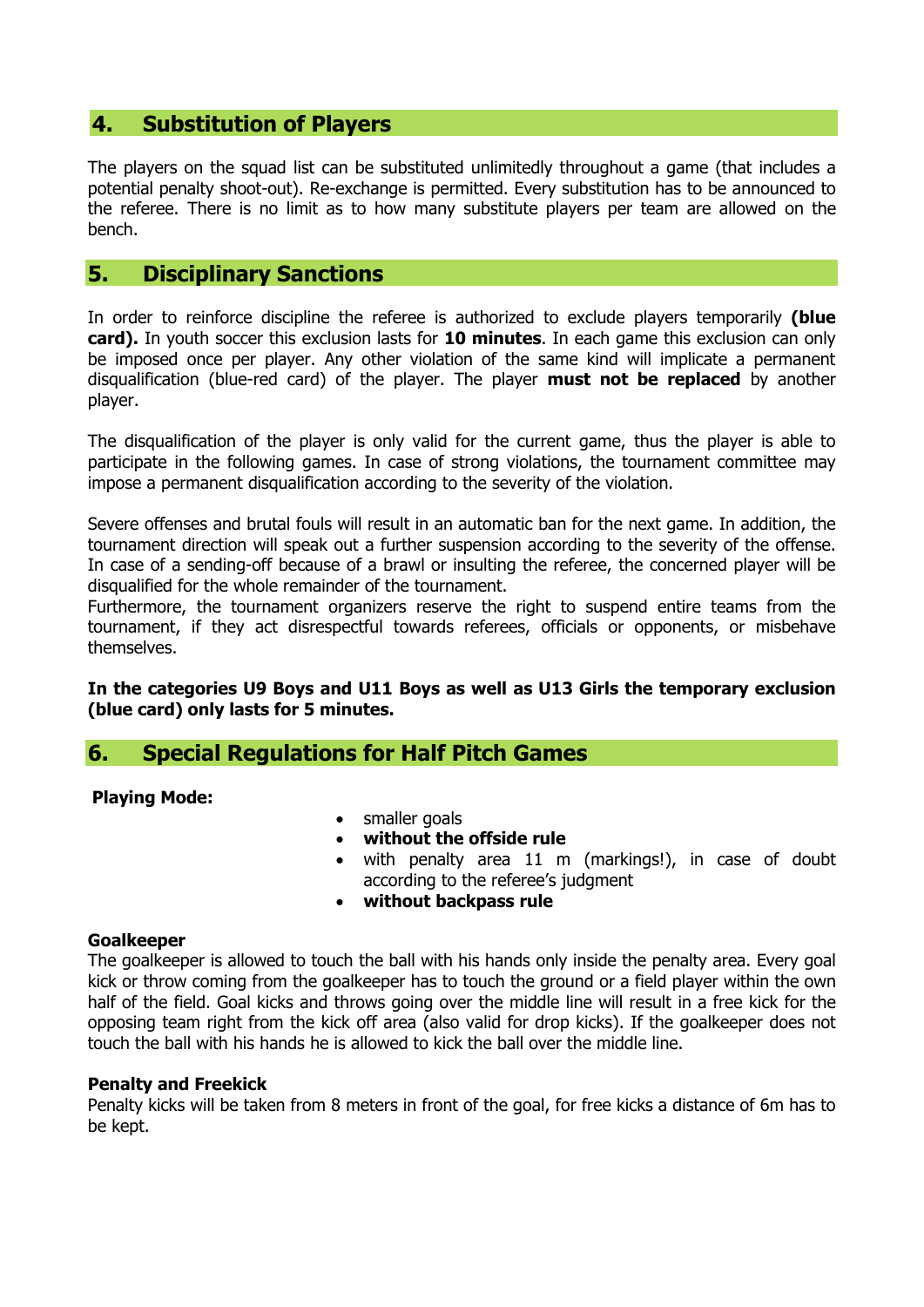## 4. Substitution of Players

The players on the squad list can be substituted unlimitedly throughout a game (that includes a potential penalty shoot-out). Re-exchange is permitted. Every substitution has to be announced to the referee. There is no limit as to how many substitute players per team are allowed on the bench.

## 5. Disciplinary Sanctions

In order to reinforce discipline the referee is authorized to exclude players temporarily **(blue card).** In youth soccer this exclusion lasts for **10 minutes**. In each game this exclusion can only be imposed once per player. Any other violation of the same kind will implicate a permanent disqualification (blue-red card) of the player. The player **must not be replaced** by another player.

The disqualification of the player is only valid for the current game, thus the player is able to participate in the following games. In case of strong violations, the tournament committee may impose a permanent disqualification according to the severity of the violation.

Severe offenses and brutal fouls will result in an automatic ban for the next game. In addition, the tournament direction will speak out a further suspension according to the severity of the offense. In case of a sending-off because of a brawl or insulting the referee, the concerned player will be disqualified for the whole remainder of the tournament.
Furthermore, the tournament organizers reserve the right to suspend entire teams from the tournament, if they act disrespectful towards referees, officials or opponents, or misbehave themselves.

**In the categories U9 Boys and U11 Boys as well as U13 Girls the temporary exclusion (blue card) only lasts for 5 minutes.**

## 6. Special Regulations for Half Pitch Games

**Playing Mode:**

- smaller goals
- **without the offside rule**
- with penalty area 11 m (markings!), in case of doubt according to the referee's judgment
- **without backpass rule**

**Goalkeeper**
The goalkeeper is allowed to touch the ball with his hands only inside the penalty area. Every goal kick or throw coming from the goalkeeper has to touch the ground or a field player within the own half of the field. Goal kicks and throws going over the middle line will result in a free kick for the opposing team right from the kick off area (also valid for drop kicks). If the goalkeeper does not touch the ball with his hands he is allowed to kick the ball over the middle line.

**Penalty and Freekick**
Penalty kicks will be taken from 8 meters in front of the goal, for free kicks a distance of 6m has to be kept.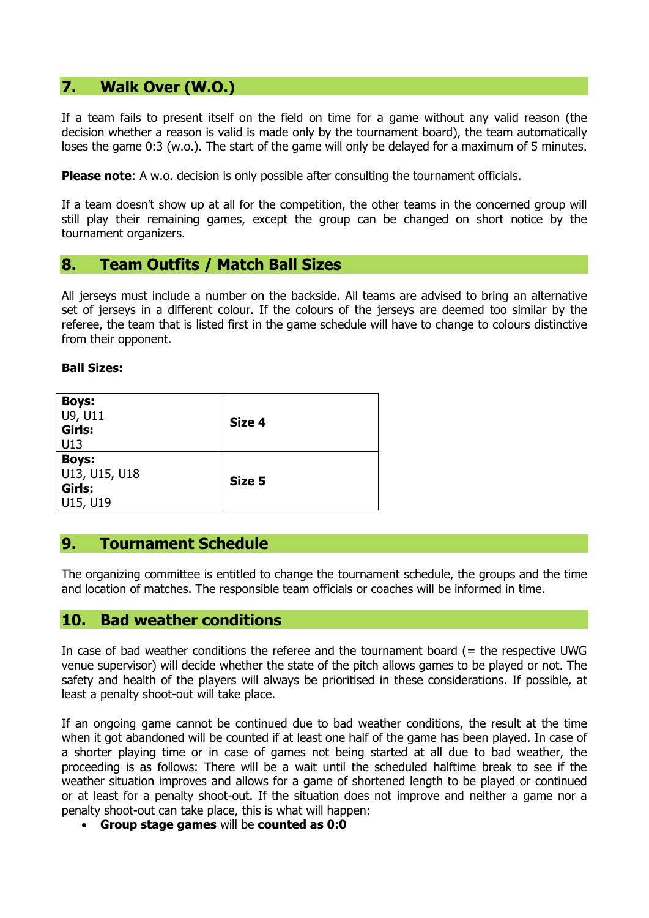## 7. Walk Over (W.O.)

If a team fails to present itself on the field on time for a game without any valid reason (the decision whether a reason is valid is made only by the tournament board), the team automatically loses the game 0:3 (w.o.). The start of the game will only be delayed for a maximum of 5 minutes.

**Please note**: A w.o. decision is only possible after consulting the tournament officials.

If a team doesn't show up at all for the competition, the other teams in the concerned group will still play their remaining games, except the group can be changed on short notice by the tournament organizers.

## 8. Team Outfits / Match Ball Sizes

All jerseys must include a number on the backside. All teams are advised to bring an alternative set of jerseys in a different colour. If the colours of the jerseys are deemed too similar by the referee, the team that is listed first in the game schedule will have to change to colours distinctive from their opponent.

**Ball Sizes:**

| Age groups | Ball size |
|---|---|
| **Boys:** U9, U11 **Girls:** U13 | **Size 4** |
| **Boys:** U13, U15, U18 **Girls:** U15, U19 | **Size 5** |

## 9. Tournament Schedule

The organizing committee is entitled to change the tournament schedule, the groups and the time and location of matches. The responsible team officials or coaches will be informed in time.

## 10. Bad weather conditions

In case of bad weather conditions the referee and the tournament board (= the respective UWG venue supervisor) will decide whether the state of the pitch allows games to be played or not. The safety and health of the players will always be prioritised in these considerations. If possible, at least a penalty shoot-out will take place.

If an ongoing game cannot be continued due to bad weather conditions, the result at the time when it got abandoned will be counted if at least one half of the game has been played. In case of a shorter playing time or in case of games not being started at all due to bad weather, the proceeding is as follows: There will be a wait until the scheduled halftime break to see if the weather situation improves and allows for a game of shortened length to be played or continued or at least for a penalty shoot-out. If the situation does not improve and neither a game nor a penalty shoot-out can take place, this is what will happen:

- **Group stage games** will be **counted as 0:0**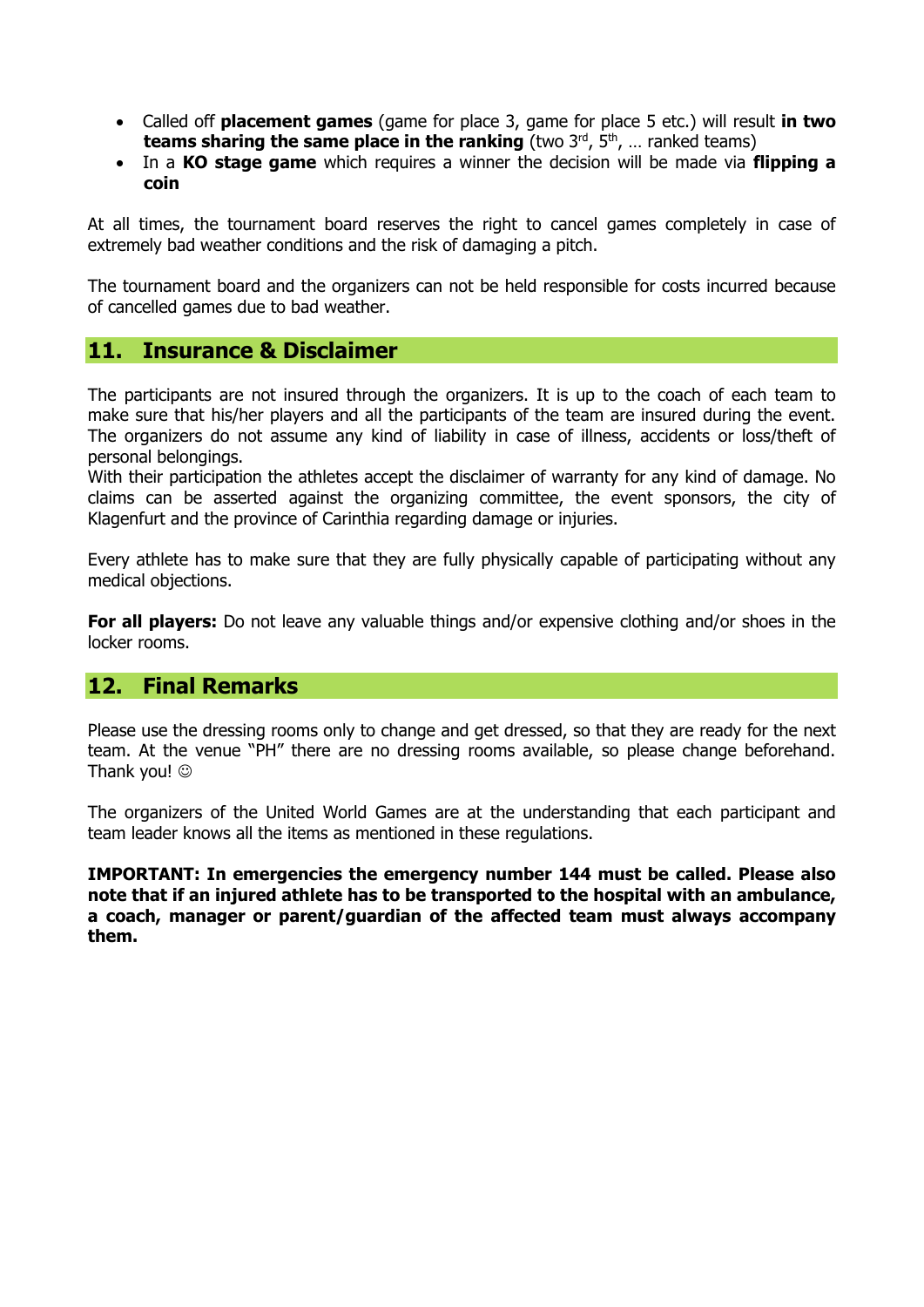- Called off **placement games** (game for place 3, game for place 5 etc.) will result **in two teams sharing the same place in the ranking** (two 3rd, 5th, … ranked teams)
- In a **KO stage game** which requires a winner the decision will be made via **flipping a coin**

At all times, the tournament board reserves the right to cancel games completely in case of extremely bad weather conditions and the risk of damaging a pitch.

The tournament board and the organizers can not be held responsible for costs incurred because of cancelled games due to bad weather.

## 11. Insurance & Disclaimer

The participants are not insured through the organizers. It is up to the coach of each team to make sure that his/her players and all the participants of the team are insured during the event. The organizers do not assume any kind of liability in case of illness, accidents or loss/theft of personal belongings.
With their participation the athletes accept the disclaimer of warranty for any kind of damage. No claims can be asserted against the organizing committee, the event sponsors, the city of Klagenfurt and the province of Carinthia regarding damage or injuries.

Every athlete has to make sure that they are fully physically capable of participating without any medical objections.

**For all players:** Do not leave any valuable things and/or expensive clothing and/or shoes in the locker rooms.

## 12. Final Remarks

Please use the dressing rooms only to change and get dressed, so that they are ready for the next team. At the venue "PH" there are no dressing rooms available, so please change beforehand. Thank you! ☺

The organizers of the United World Games are at the understanding that each participant and team leader knows all the items as mentioned in these regulations.

**IMPORTANT: In emergencies the emergency number 144 must be called. Please also note that if an injured athlete has to be transported to the hospital with an ambulance, a coach, manager or parent/guardian of the affected team must always accompany them.**